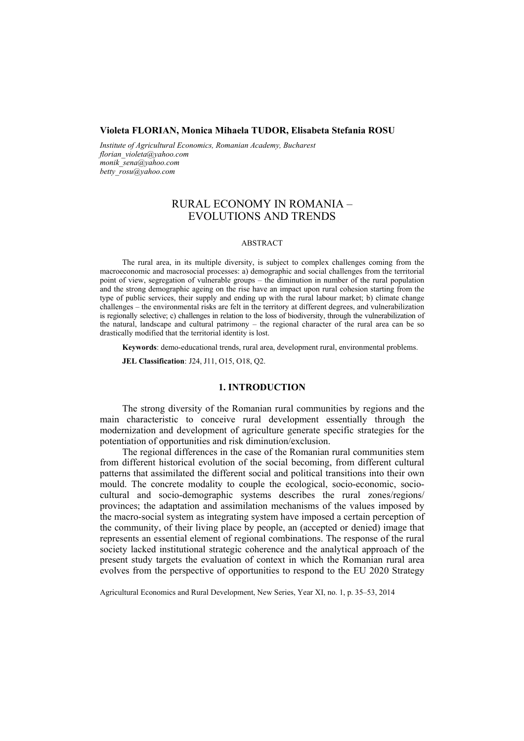**Violeta FLORIAN, Monica Mihaela TUDOR, Elisabeta Stefania ROSU**

*Institute of Agricultural Economics, Romanian Academy, Bucharest*
*florian_violeta@yahoo.com*
*monik_sena@yahoo.com*
*betty_rosu@yahoo.com*

# RURAL ECONOMY IN ROMANIA – EVOLUTIONS AND TRENDS

## ABSTRACT

The rural area, in its multiple diversity, is subject to complex challenges coming from the macroeconomic and macrosocial processes: a) demographic and social challenges from the territorial point of view, segregation of vulnerable groups – the diminution in number of the rural population and the strong demographic ageing on the rise have an impact upon rural cohesion starting from the type of public services, their supply and ending up with the rural labour market; b) climate change challenges – the environmental risks are felt in the territory at different degrees, and vulnerabilization is regionally selective; c) challenges in relation to the loss of biodiversity, through the vulnerabilization of the natural, landscape and cultural patrimony – the regional character of the rural area can be so drastically modified that the territorial identity is lost.

**Keywords**: demo-educational trends, rural area, development rural, environmental problems.

**JEL Classification**: J24, J11, O15, O18, Q2.

## 1. INTRODUCTION

The strong diversity of the Romanian rural communities by regions and the main characteristic to conceive rural development essentially through the modernization and development of agriculture generate specific strategies for the potentiation of opportunities and risk diminution/exclusion.

The regional differences in the case of the Romanian rural communities stem from different historical evolution of the social becoming, from different cultural patterns that assimilated the different social and political transitions into their own mould. The concrete modality to couple the ecological, socio-economic, socio-cultural and socio-demographic systems describes the rural zones/regions/provinces; the adaptation and assimilation mechanisms of the values imposed by the macro-social system as integrating system have imposed a certain perception of the community, of their living place by people, an (accepted or denied) image that represents an essential element of regional combinations. The response of the rural society lacked institutional strategic coherence and the analytical approach of the present study targets the evaluation of context in which the Romanian rural area evolves from the perspective of opportunities to respond to the EU 2020 Strategy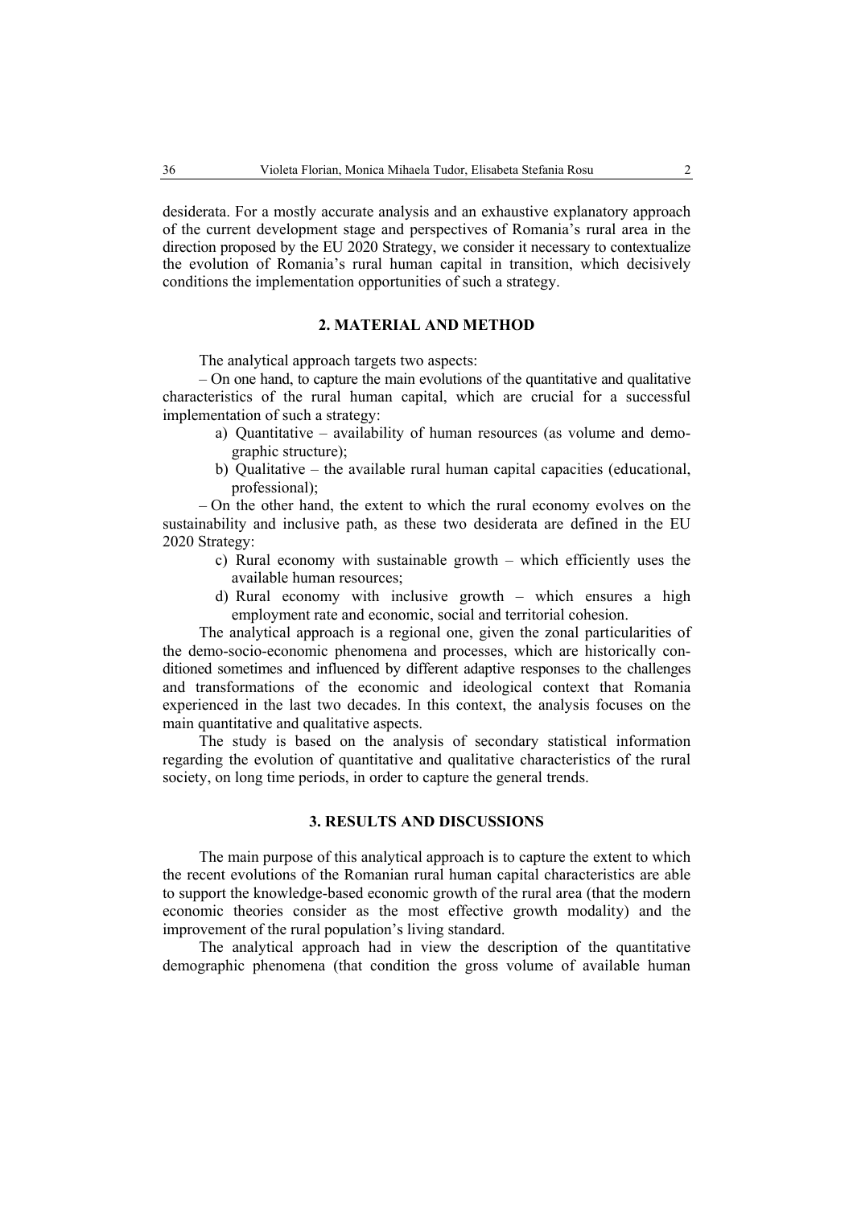desiderata. For a mostly accurate analysis and an exhaustive explanatory approach of the current development stage and perspectives of Romania's rural area in the direction proposed by the EU 2020 Strategy, we consider it necessary to contextualize the evolution of Romania's rural human capital in transition, which decisively conditions the implementation opportunities of such a strategy.

## 2. MATERIAL AND METHOD

The analytical approach targets two aspects:

– On one hand, to capture the main evolutions of the quantitative and qualitative characteristics of the rural human capital, which are crucial for a successful implementation of such a strategy:

a) Quantitative – availability of human resources (as volume and demographic structure);

b) Qualitative – the available rural human capital capacities (educational, professional);

– On the other hand, the extent to which the rural economy evolves on the sustainability and inclusive path, as these two desiderata are defined in the EU 2020 Strategy:

c) Rural economy with sustainable growth – which efficiently uses the available human resources;

d) Rural economy with inclusive growth – which ensures a high employment rate and economic, social and territorial cohesion.

The analytical approach is a regional one, given the zonal particularities of the demo-socio-economic phenomena and processes, which are historically conditioned sometimes and influenced by different adaptive responses to the challenges and transformations of the economic and ideological context that Romania experienced in the last two decades. In this context, the analysis focuses on the main quantitative and qualitative aspects.

The study is based on the analysis of secondary statistical information regarding the evolution of quantitative and qualitative characteristics of the rural society, on long time periods, in order to capture the general trends.

## 3. RESULTS AND DISCUSSIONS

The main purpose of this analytical approach is to capture the extent to which the recent evolutions of the Romanian rural human capital characteristics are able to support the knowledge-based economic growth of the rural area (that the modern economic theories consider as the most effective growth modality) and the improvement of the rural population's living standard.

The analytical approach had in view the description of the quantitative demographic phenomena (that condition the gross volume of available human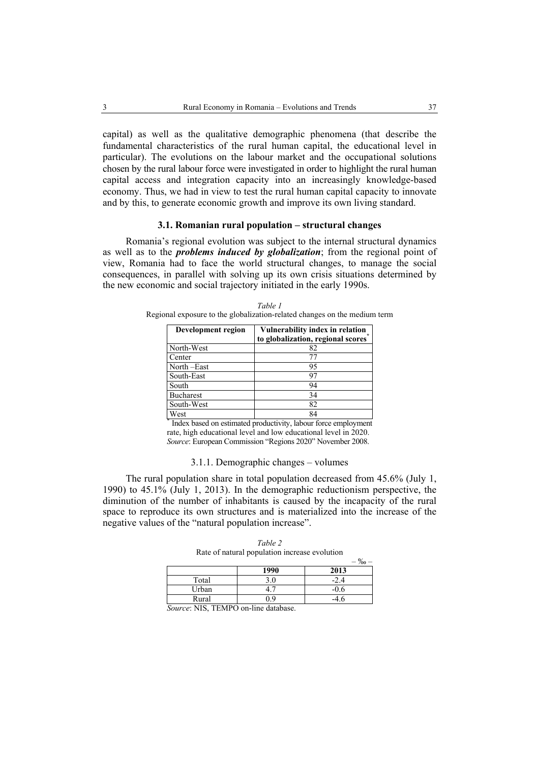capital) as well as the qualitative demographic phenomena (that describe the fundamental characteristics of the rural human capital, the educational level in particular). The evolutions on the labour market and the occupational solutions chosen by the rural labour force were investigated in order to highlight the rural human capital access and integration capacity into an increasingly knowledge-based economy. Thus, we had in view to test the rural human capital capacity to innovate and by this, to generate economic growth and improve its own living standard.

### 3.1. Romanian rural population – structural changes

Romania's regional evolution was subject to the internal structural dynamics as well as to the ***problems induced by globalization***; from the regional point of view, Romania had to face the world structural changes, to manage the social consequences, in parallel with solving up its own crisis situations determined by the new economic and social trajectory initiated in the early 1990s.

*Table 1*

Regional exposure to the globalization-related changes on the medium term

| Development region | Vulnerability index in relation to globalization, regional scores* |
|---|---|
| North-West | 82 |
| Center | 77 |
| North –East | 95 |
| South-East | 97 |
| South | 94 |
| Bucharest | 34 |
| South-West | 82 |
| West | 84 |

\* Index based on estimated productivity, labour force employment rate, high educational level and low educational level in 2020.
*Source*: European Commission "Regions 2020" November 2008.

#### 3.1.1. Demographic changes – volumes

The rural population share in total population decreased from 45.6% (July 1, 1990) to 45.1% (July 1, 2013). In the demographic reductionism perspective, the diminution of the number of inhabitants is caused by the incapacity of the rural space to reproduce its own structures and is materialized into the increase of the negative values of the "natural population increase".

*Table 2*

Rate of natural population increase evolution

– ‰ –

| | 1990 | 2013 |
|---|---|---|
| Total | 3.0 | -2.4 |
| Urban | 4.7 | -0.6 |
| Rural | 0.9 | -4.6 |

*Source*: NIS, TEMPO on-line database.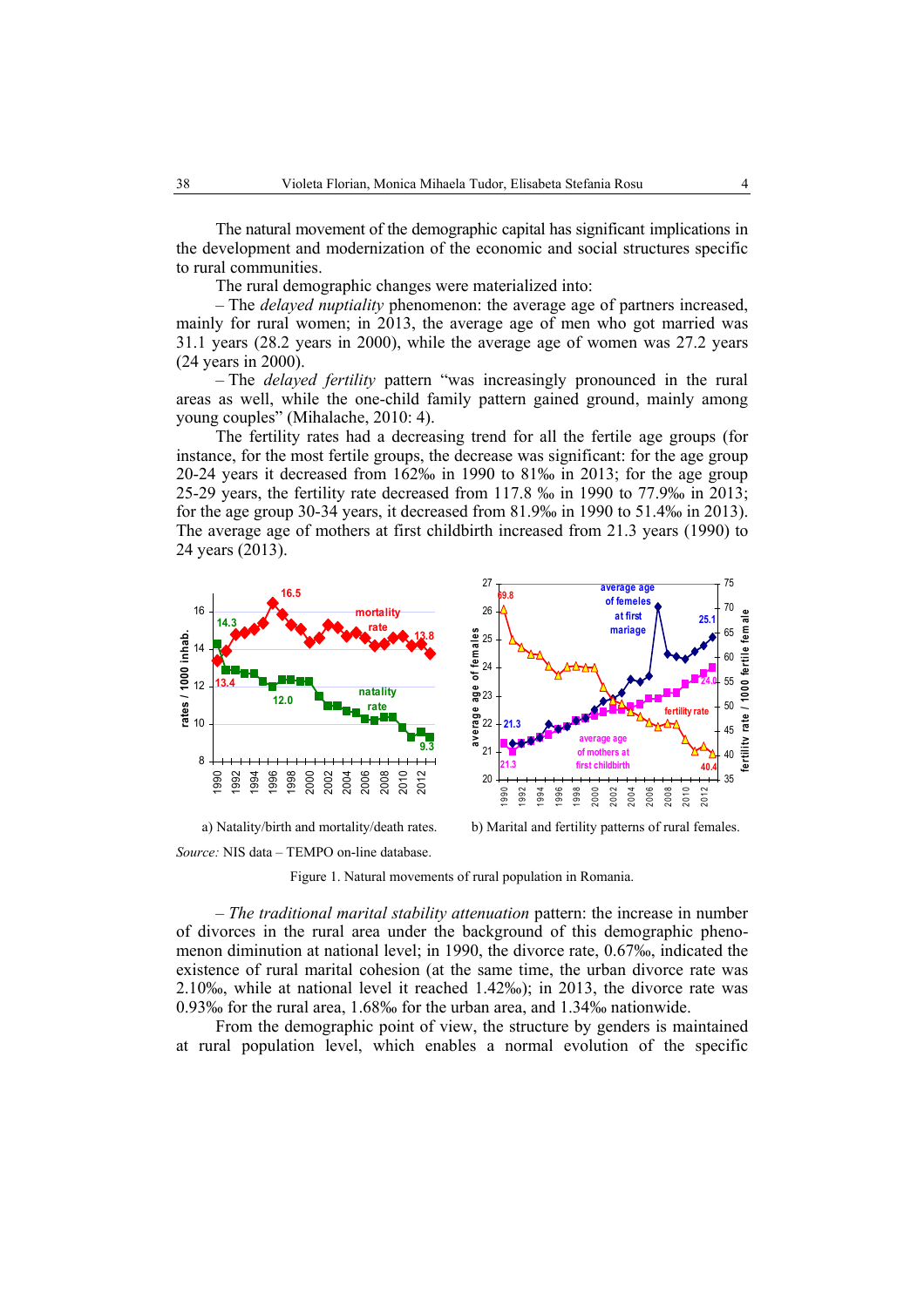The natural movement of the demographic capital has significant implications in the development and modernization of the economic and social structures specific to rural communities.

The rural demographic changes were materialized into:

– The *delayed nuptiality* phenomenon: the average age of partners increased, mainly for rural women; in 2013, the average age of men who got married was 31.1 years (28.2 years in 2000), while the average age of women was 27.2 years (24 years in 2000).

– The *delayed fertility* pattern "was increasingly pronounced in the rural areas as well, while the one-child family pattern gained ground, mainly among young couples" (Mihalache, 2010: 4).

The fertility rates had a decreasing trend for all the fertile age groups (for instance, for the most fertile groups, the decrease was significant: for the age group 20-24 years it decreased from 162‰ in 1990 to 81‰ in 2013; for the age group 25-29 years, the fertility rate decreased from 117.8 ‰ in 1990 to 77.9‰ in 2013; for the age group 30-34 years, it decreased from 81.9‰ in 1990 to 51.4‰ in 2013). The average age of mothers at first childbirth increased from 21.3 years (1990) to 24 years (2013).

a) Natality/birth and mortality/death rates.

b) Marital and fertility patterns of rural females.

*Source:* NIS data – TEMPO on-line database.

Figure 1. Natural movements of rural population in Romania.

– *The traditional marital stability attenuation* pattern: the increase in number of divorces in the rural area under the background of this demographic phenomenon diminution at national level; in 1990, the divorce rate, 0.67‰, indicated the existence of rural marital cohesion (at the same time, the urban divorce rate was 2.10‰, while at national level it reached 1.42‰); in 2013, the divorce rate was 0.93‰ for the rural area, 1.68‰ for the urban area, and 1.34‰ nationwide.

From the demographic point of view, the structure by genders is maintained at rural population level, which enables a normal evolution of the specific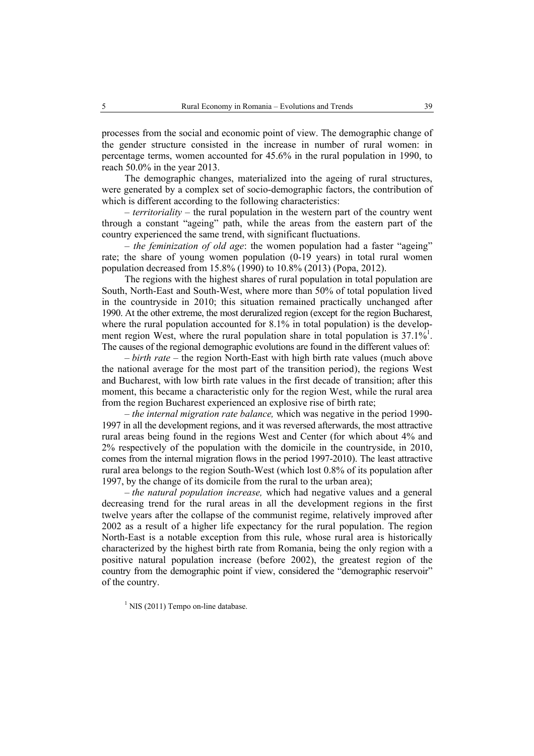processes from the social and economic point of view. The demographic change of the gender structure consisted in the increase in number of rural women: in percentage terms, women accounted for 45.6% in the rural population in 1990, to reach 50.0% in the year 2013.

The demographic changes, materialized into the ageing of rural structures, were generated by a complex set of socio-demographic factors, the contribution of which is different according to the following characteristics:

– *territoriality* – the rural population in the western part of the country went through a constant "ageing" path, while the areas from the eastern part of the country experienced the same trend, with significant fluctuations.

– *the feminization of old age*: the women population had a faster "ageing" rate; the share of young women population (0-19 years) in total rural women population decreased from 15.8% (1990) to 10.8% (2013) (Popa, 2012).

The regions with the highest shares of rural population in total population are South, North-East and South-West, where more than 50% of total population lived in the countryside in 2010; this situation remained practically unchanged after 1990. At the other extreme, the most deruralized region (except for the region Bucharest, where the rural population accounted for 8.1% in total population) is the development region West, where the rural population share in total population is 37.1%[1]. The causes of the regional demographic evolutions are found in the different values of:

– *birth rate* – the region North-East with high birth rate values (much above the national average for the most part of the transition period), the regions West and Bucharest, with low birth rate values in the first decade of transition; after this moment, this became a characteristic only for the region West, while the rural area from the region Bucharest experienced an explosive rise of birth rate;

– *the internal migration rate balance,* which was negative in the period 1990-1997 in all the development regions, and it was reversed afterwards, the most attractive rural areas being found in the regions West and Center (for which about 4% and 2% respectively of the population with the domicile in the countryside, in 2010, comes from the internal migration flows in the period 1997-2010). The least attractive rural area belongs to the region South-West (which lost 0.8% of its population after 1997, by the change of its domicile from the rural to the urban area);

– *the natural population increase,* which had negative values and a general decreasing trend for the rural areas in all the development regions in the first twelve years after the collapse of the communist regime, relatively improved after 2002 as a result of a higher life expectancy for the rural population. The region North-East is a notable exception from this rule, whose rural area is historically characterized by the highest birth rate from Romania, being the only region with a positive natural population increase (before 2002), the greatest region of the country from the demographic point if view, considered the "demographic reservoir" of the country.

[1] NIS (2011) Tempo on-line database.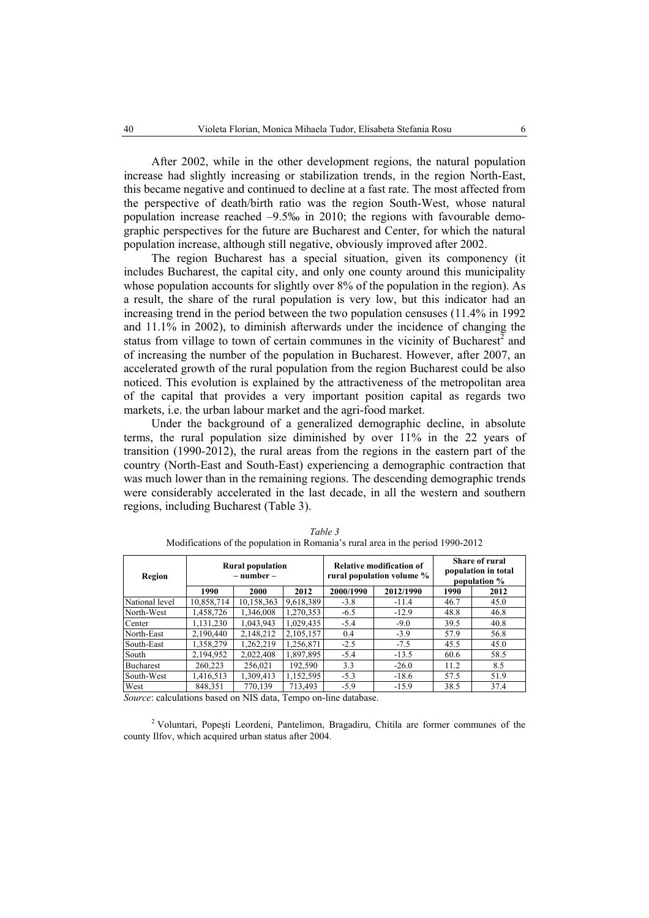After 2002, while in the other development regions, the natural population increase had slightly increasing or stabilization trends, in the region North-East, this became negative and continued to decline at a fast rate. The most affected from the perspective of death/birth ratio was the region South-West, whose natural population increase reached –9.5‰ in 2010; the regions with favourable demographic perspectives for the future are Bucharest and Center, for which the natural population increase, although still negative, obviously improved after 2002.

The region Bucharest has a special situation, given its componency (it includes Bucharest, the capital city, and only one county around this municipality whose population accounts for slightly over 8% of the population in the region). As a result, the share of the rural population is very low, but this indicator had an increasing trend in the period between the two population censuses (11.4% in 1992 and 11.1% in 2002), to diminish afterwards under the incidence of changing the status from village to town of certain communes in the vicinity of Bucharest[2] and of increasing the number of the population in Bucharest. However, after 2007, an accelerated growth of the rural population from the region Bucharest could be also noticed. This evolution is explained by the attractiveness of the metropolitan area of the capital that provides a very important position capital as regards two markets, i.e. the urban labour market and the agri-food market.

Under the background of a generalized demographic decline, in absolute terms, the rural population size diminished by over 11% in the 22 years of transition (1990-2012), the rural areas from the regions in the eastern part of the country (North-East and South-East) experiencing a demographic contraction that was much lower than in the remaining regions. The descending demographic trends were considerably accelerated in the last decade, in all the western and southern regions, including Bucharest (Table 3).

*Table 3*
Modifications of the population in Romania's rural area in the period 1990-2012

| Region | Rural population – number – | | | Relative modification of rural population volume % | | Share of rural population in total population % | |
|---|---|---|---|---|---|---|---|
| | 1990 | 2000 | 2012 | 2000/1990 | 2012/1990 | 1990 | 2012 |
| National level | 10,858,714 | 10,158,363 | 9,618,389 | -3.8 | -11.4 | 46.7 | 45.0 |
| North-West | 1,458,726 | 1,346,008 | 1,270,353 | -6.5 | -12.9 | 48.8 | 46.8 |
| Center | 1,131,230 | 1,043,943 | 1,029,435 | -5.4 | -9.0 | 39.5 | 40.8 |
| North-East | 2,190,440 | 2,148,212 | 2,105,157 | 0.4 | -3.9 | 57.9 | 56.8 |
| South-East | 1,358,279 | 1,262,219 | 1,256,871 | -2.5 | -7.5 | 45.5 | 45.0 |
| South | 2,194,952 | 2,022,408 | 1,897,895 | -5.4 | -13.5 | 60.6 | 58.5 |
| Bucharest | 260,223 | 256,021 | 192,590 | 3.3 | -26.0 | 11.2 | 8.5 |
| South-West | 1,416,513 | 1,309,413 | 1,152,595 | -5.3 | -18.6 | 57.5 | 51.9 |
| West | 848,351 | 770,139 | 713,493 | -5.9 | -15.9 | 38.5 | 37.4 |

*Source*: calculations based on NIS data, Tempo on-line database.

[2] Voluntari, Popești Leordeni, Pantelimon, Bragadiru, Chitila are former communes of the county Ilfov, which acquired urban status after 2004.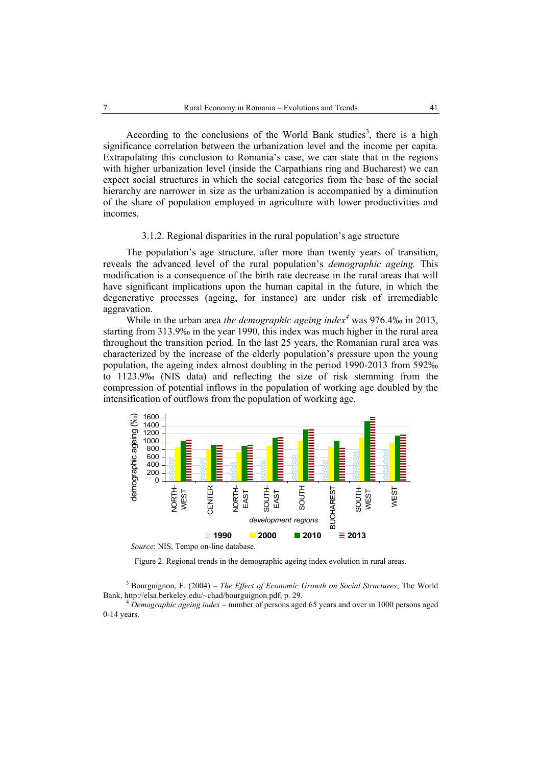According to the conclusions of the World Bank studies[3], there is a high significance correlation between the urbanization level and the income per capita. Extrapolating this conclusion to Romania's case, we can state that in the regions with higher urbanization level (inside the Carpathians ring and Bucharest) we can expect social structures in which the social categories from the base of the social hierarchy are narrower in size as the urbanization is accompanied by a diminution of the share of population employed in agriculture with lower productivities and incomes.

### 3.1.2. Regional disparities in the rural population's age structure

The population's age structure, after more than twenty years of transition, reveals the advanced level of the rural population's *demographic ageing.* This modification is a consequence of the birth rate decrease in the rural areas that will have significant implications upon the human capital in the future, in which the degenerative processes (ageing, for instance) are under risk of irremediable aggravation.

While in the urban area *the demographic ageing index*[4] was 976.4‰ in 2013, starting from 313.9‰ in the year 1990, this index was much higher in the rural area throughout the transition period. In the last 25 years, the Romanian rural area was characterized by the increase of the elderly population's pressure upon the young population, the ageing index almost doubling in the period 1990-2013 from 592‰ to 1123.9‰ (NIS data) and reflecting the size of risk stemming from the compression of potential inflows in the population of working age doubled by the intensification of outflows from the population of working age.

*Source*: NIS, Tempo on-line database.

Figure 2. Regional trends in the demographic ageing index evolution in rural areas.

[3] Bourguignon, F. (2004) – *The Effect of Economic Growth on Social Structures*, The World Bank, http://elsa.berkeley.edu/~chad/bourguignon.pdf, p. 29.

[4] *Demographic ageing index* – number of persons aged 65 years and over in 1000 persons aged 0-14 years.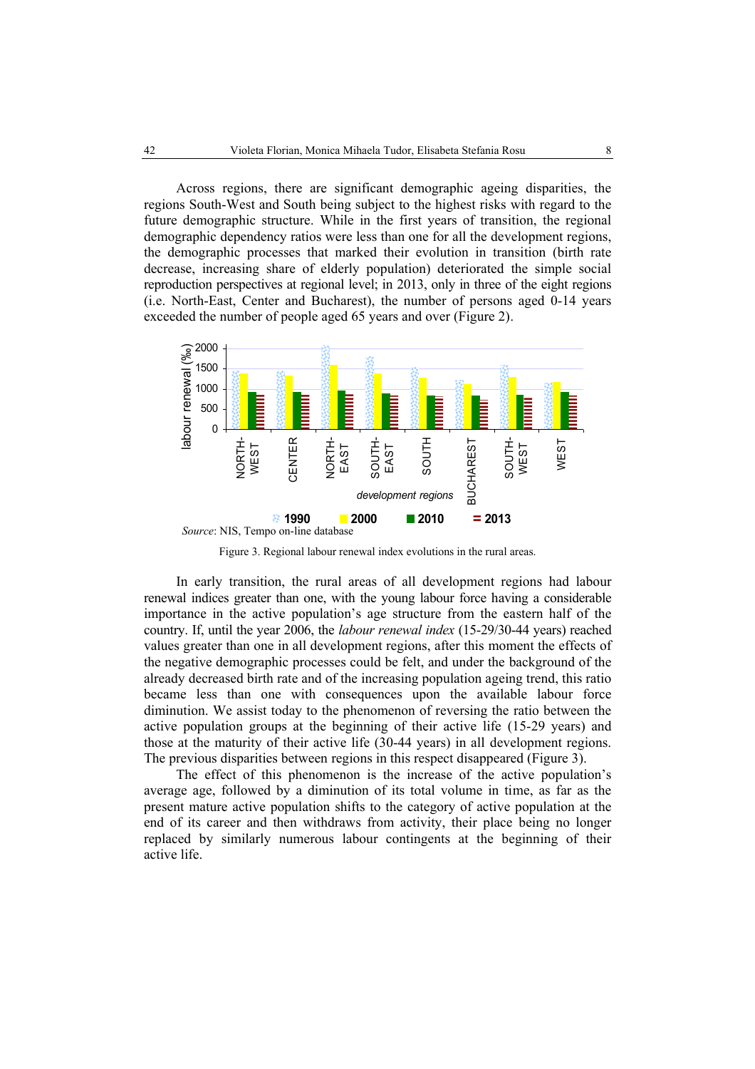Across regions, there are significant demographic ageing disparities, the regions South-West and South being subject to the highest risks with regard to the future demographic structure. While in the first years of transition, the regional demographic dependency ratios were less than one for all the development regions, the demographic processes that marked their evolution in transition (birth rate decrease, increasing share of elderly population) deteriorated the simple social reproduction perspectives at regional level; in 2013, only in three of the eight regions (i.e. North-East, Center and Bucharest), the number of persons aged 0-14 years exceeded the number of people aged 65 years and over (Figure 2).

*Source*: NIS, Tempo on-line database

Figure 3. Regional labour renewal index evolutions in the rural areas.

In early transition, the rural areas of all development regions had labour renewal indices greater than one, with the young labour force having a considerable importance in the active population's age structure from the eastern half of the country. If, until the year 2006, the *labour renewal index* (15-29/30-44 years) reached values greater than one in all development regions, after this moment the effects of the negative demographic processes could be felt, and under the background of the already decreased birth rate and of the increasing population ageing trend, this ratio became less than one with consequences upon the available labour force diminution. We assist today to the phenomenon of reversing the ratio between the active population groups at the beginning of their active life (15-29 years) and those at the maturity of their active life (30-44 years) in all development regions. The previous disparities between regions in this respect disappeared (Figure 3).

The effect of this phenomenon is the increase of the active population's average age, followed by a diminution of its total volume in time, as far as the present mature active population shifts to the category of active population at the end of its career and then withdraws from activity, their place being no longer replaced by similarly numerous labour contingents at the beginning of their active life.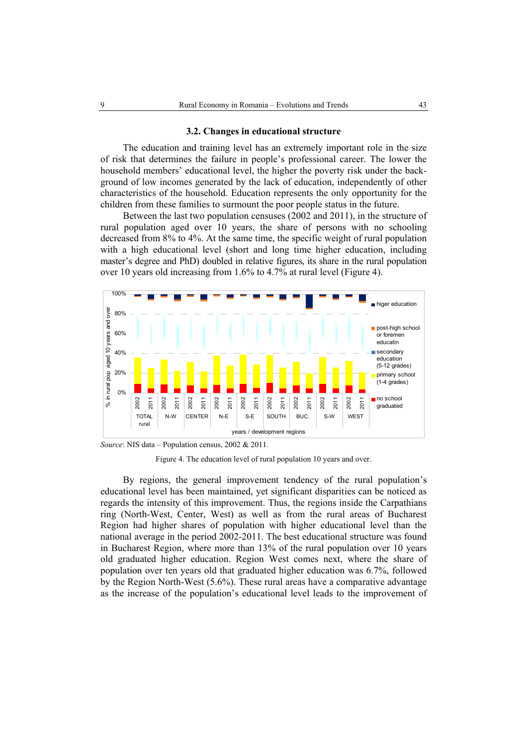### 3.2. Changes in educational structure

The education and training level has an extremely important role in the size of risk that determines the failure in people's professional career. The lower the household members' educational level, the higher the poverty risk under the background of low incomes generated by the lack of education, independently of other characteristics of the household. Education represents the only opportunity for the children from these families to surmount the poor people status in the future.

Between the last two population censuses (2002 and 2011), in the structure of rural population aged over 10 years, the share of persons with no schooling decreased from 8% to 4%. At the same time, the specific weight of rural population with a high educational level (short and long time higher education, including master's degree and PhD) doubled in relative figures, its share in the rural population over 10 years old increasing from 1.6% to 4.7% at rural level (Figure 4).

*Source*: NIS data – Population census, 2002 & 2011.

Figure 4. The education level of rural population 10 years and over.

By regions, the general improvement tendency of the rural population's educational level has been maintained, yet significant disparities can be noticed as regards the intensity of this improvement. Thus, the regions inside the Carpathians ring (North-West, Center, West) as well as from the rural areas of Bucharest Region had higher shares of population with higher educational level than the national average in the period 2002-2011. The best educational structure was found in Bucharest Region, where more than 13% of the rural population over 10 years old graduated higher education. Region West comes next, where the share of population over ten years old that graduated higher education was 6.7%, followed by the Region North-West (5.6%). These rural areas have a comparative advantage as the increase of the population's educational level leads to the improvement of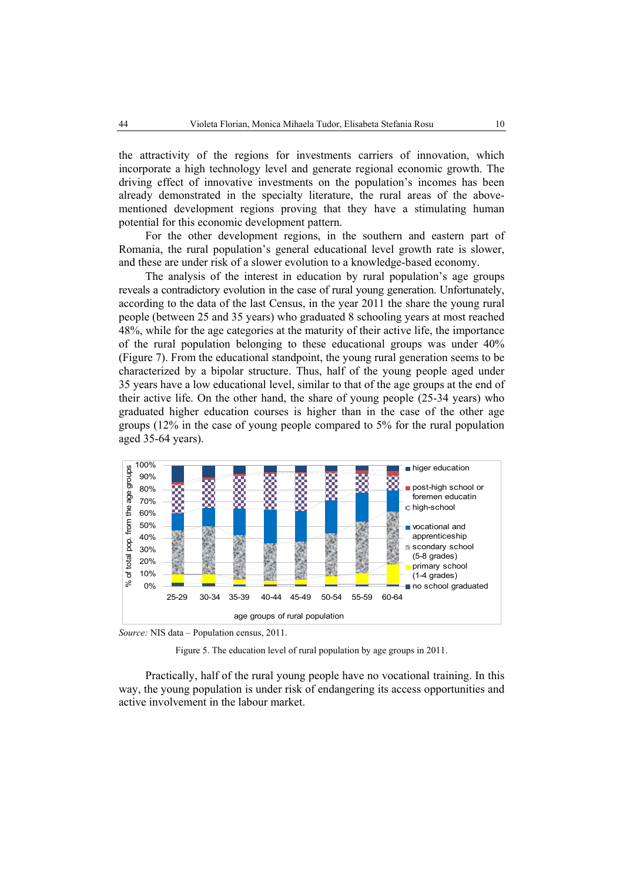the attractivity of the regions for investments carriers of innovation, which incorporate a high technology level and generate regional economic growth. The driving effect of innovative investments on the population's incomes has been already demonstrated in the specialty literature, the rural areas of the above-mentioned development regions proving that they have a stimulating human potential for this economic development pattern.

For the other development regions, in the southern and eastern part of Romania, the rural population's general educational level growth rate is slower, and these are under risk of a slower evolution to a knowledge-based economy.

The analysis of the interest in education by rural population's age groups reveals a contradictory evolution in the case of rural young generation. Unfortunately, according to the data of the last Census, in the year 2011 the share the young rural people (between 25 and 35 years) who graduated 8 schooling years at most reached 48%, while for the age categories at the maturity of their active life, the importance of the rural population belonging to these educational groups was under 40% (Figure 7). From the educational standpoint, the young rural generation seems to be characterized by a bipolar structure. Thus, half of the young people aged under 35 years have a low educational level, similar to that of the age groups at the end of their active life. On the other hand, the share of young people (25-34 years) who graduated higher education courses is higher than in the case of the other age groups (12% in the case of young people compared to 5% for the rural population aged 35-64 years).

*Source:* NIS data – Population census, 2011.

Figure 5. The education level of rural population by age groups in 2011.

Practically, half of the rural young people have no vocational training. In this way, the young population is under risk of endangering its access opportunities and active involvement in the labour market.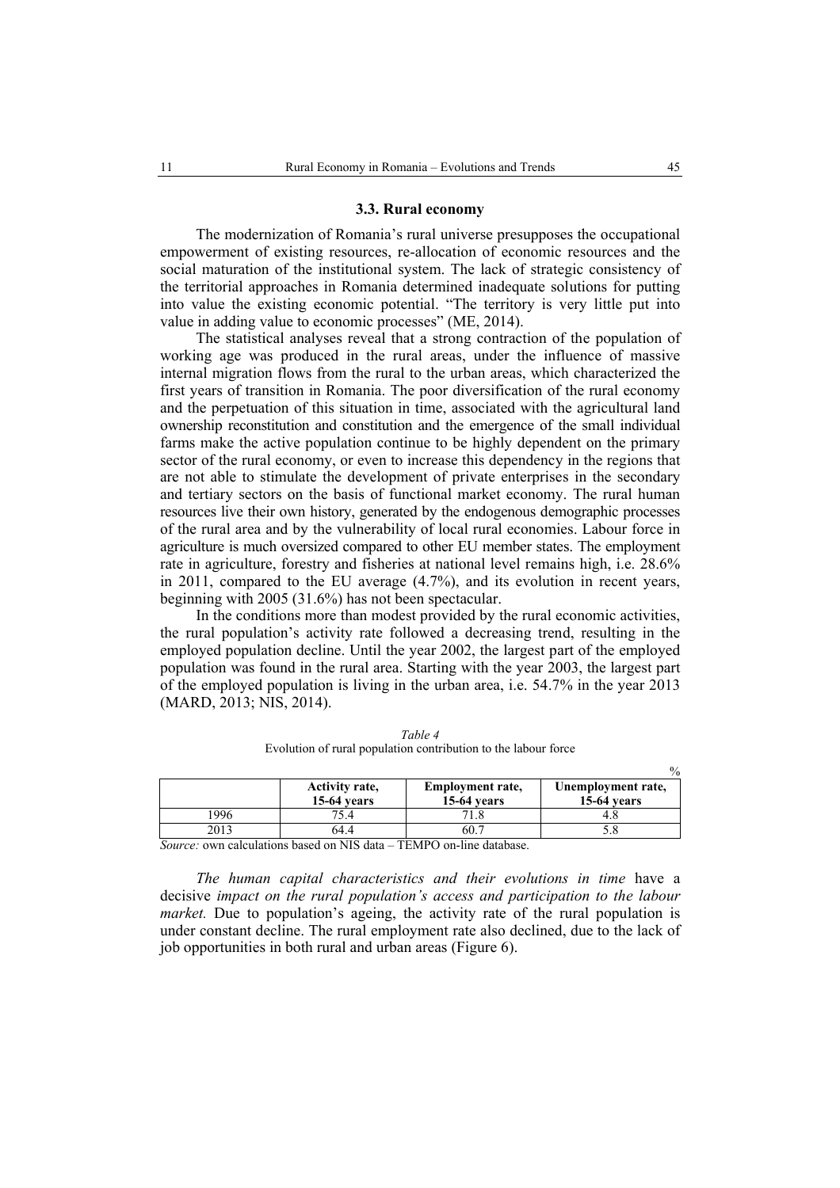### 3.3. Rural economy

The modernization of Romania's rural universe presupposes the occupational empowerment of existing resources, re-allocation of economic resources and the social maturation of the institutional system. The lack of strategic consistency of the territorial approaches in Romania determined inadequate solutions for putting into value the existing economic potential. "The territory is very little put into value in adding value to economic processes" (ME, 2014).

The statistical analyses reveal that a strong contraction of the population of working age was produced in the rural areas, under the influence of massive internal migration flows from the rural to the urban areas, which characterized the first years of transition in Romania. The poor diversification of the rural economy and the perpetuation of this situation in time, associated with the agricultural land ownership reconstitution and constitution and the emergence of the small individual farms make the active population continue to be highly dependent on the primary sector of the rural economy, or even to increase this dependency in the regions that are not able to stimulate the development of private enterprises in the secondary and tertiary sectors on the basis of functional market economy. The rural human resources live their own history, generated by the endogenous demographic processes of the rural area and by the vulnerability of local rural economies. Labour force in agriculture is much oversized compared to other EU member states. The employment rate in agriculture, forestry and fisheries at national level remains high, i.e. 28.6% in 2011, compared to the EU average (4.7%), and its evolution in recent years, beginning with 2005 (31.6%) has not been spectacular.

In the conditions more than modest provided by the rural economic activities, the rural population's activity rate followed a decreasing trend, resulting in the employed population decline. Until the year 2002, the largest part of the employed population was found in the rural area. Starting with the year 2003, the largest part of the employed population is living in the urban area, i.e. 54.7% in the year 2013 (MARD, 2013; NIS, 2014).

*Table 4*

Evolution of rural population contribution to the labour force

%

| | **Activity rate, 15-64 years** | **Employment rate, 15-64 years** | **Unemployment rate, 15-64 years** |
|---|---|---|---|
| 1996 | 75.4 | 71.8 | 4.8 |
| 2013 | 64.4 | 60.7 | 5.8 |

*Source:* own calculations based on NIS data – TEMPO on-line database.

*The human capital characteristics and their evolutions in time* have a decisive *impact on the rural population's access and participation to the labour market.* Due to population's ageing, the activity rate of the rural population is under constant decline. The rural employment rate also declined, due to the lack of job opportunities in both rural and urban areas (Figure 6).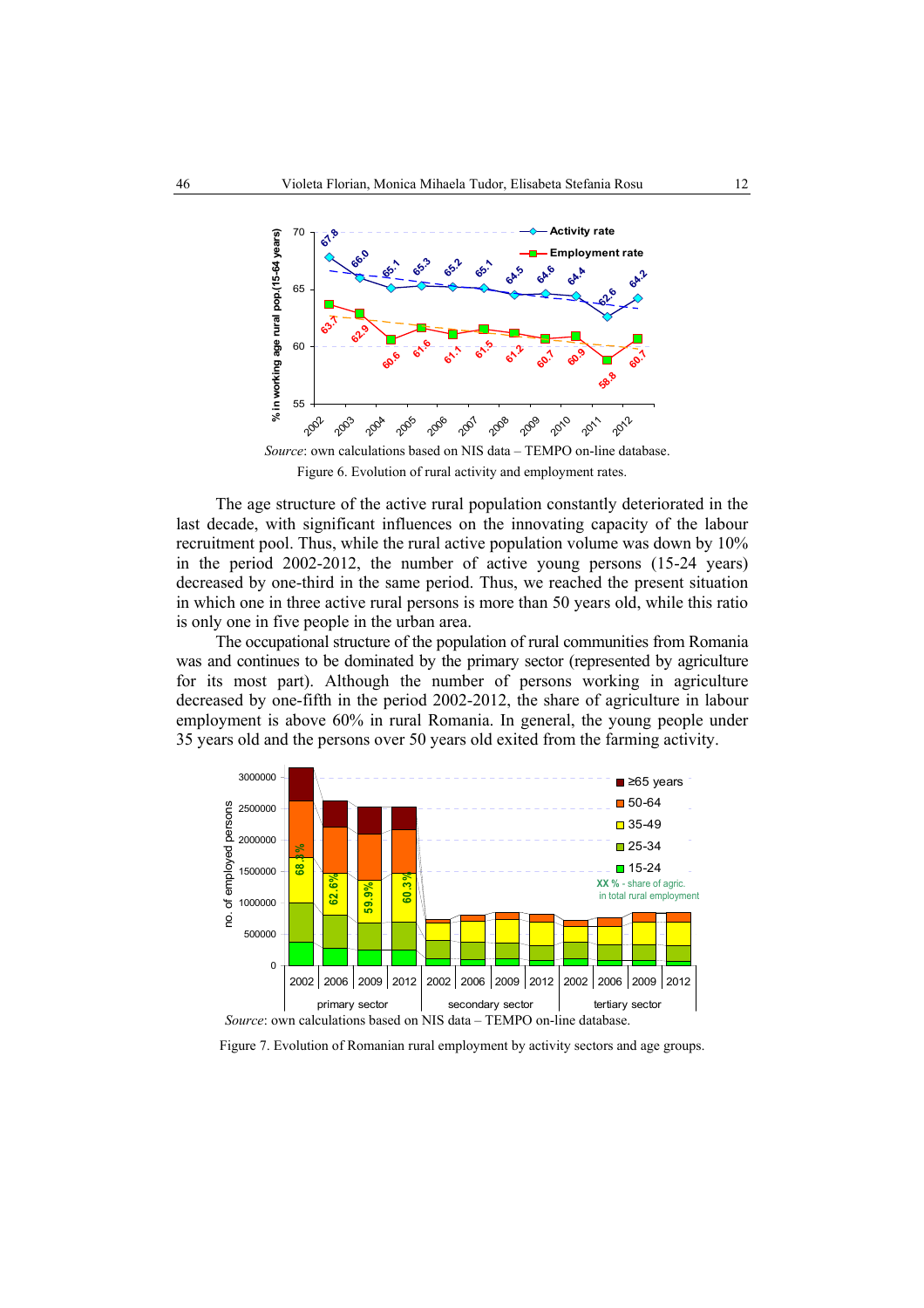*Source*: own calculations based on NIS data – TEMPO on-line database.

Figure 6. Evolution of rural activity and employment rates.

The age structure of the active rural population constantly deteriorated in the last decade, with significant influences on the innovating capacity of the labour recruitment pool. Thus, while the rural active population volume was down by 10% in the period 2002-2012, the number of active young persons (15-24 years) decreased by one-third in the same period. Thus, we reached the present situation in which one in three active rural persons is more than 50 years old, while this ratio is only one in five people in the urban area.

The occupational structure of the population of rural communities from Romania was and continues to be dominated by the primary sector (represented by agriculture for its most part). Although the number of persons working in agriculture decreased by one-fifth in the period 2002-2012, the share of agriculture in labour employment is above 60% in rural Romania. In general, the young people under 35 years old and the persons over 50 years old exited from the farming activity.

*Source*: own calculations based on NIS data – TEMPO on-line database.

Figure 7. Evolution of Romanian rural employment by activity sectors and age groups.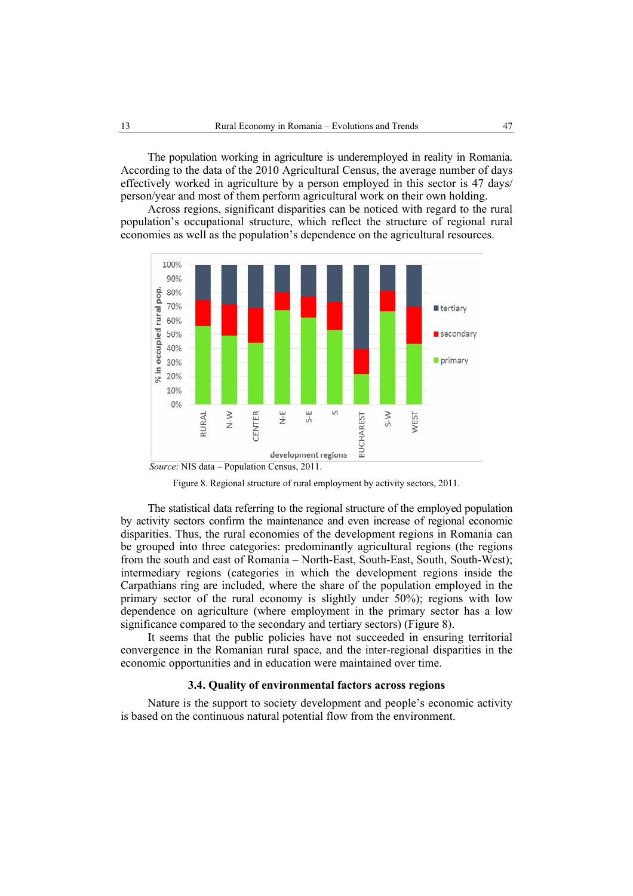The population working in agriculture is underemployed in reality in Romania. According to the data of the 2010 Agricultural Census, the average number of days effectively worked in agriculture by a person employed in this sector is 47 days/ person/year and most of them perform agricultural work on their own holding.

Across regions, significant disparities can be noticed with regard to the rural population's occupational structure, which reflect the structure of regional rural economies as well as the population's dependence on the agricultural resources.

*Source*: NIS data – Population Census, 2011.

Figure 8. Regional structure of rural employment by activity sectors, 2011.

The statistical data referring to the regional structure of the employed population by activity sectors confirm the maintenance and even increase of regional economic disparities. Thus, the rural economies of the development regions in Romania can be grouped into three categories: predominantly agricultural regions (the regions from the south and east of Romania – North-East, South-East, South, South-West); intermediary regions (categories in which the development regions inside the Carpathians ring are included, where the share of the population employed in the primary sector of the rural economy is slightly under 50%); regions with low dependence on agriculture (where employment in the primary sector has a low significance compared to the secondary and tertiary sectors) (Figure 8).

It seems that the public policies have not succeeded in ensuring territorial convergence in the Romanian rural space, and the inter-regional disparities in the economic opportunities and in education were maintained over time.

### 3.4. Quality of environmental factors across regions

Nature is the support to society development and people's economic activity is based on the continuous natural potential flow from the environment.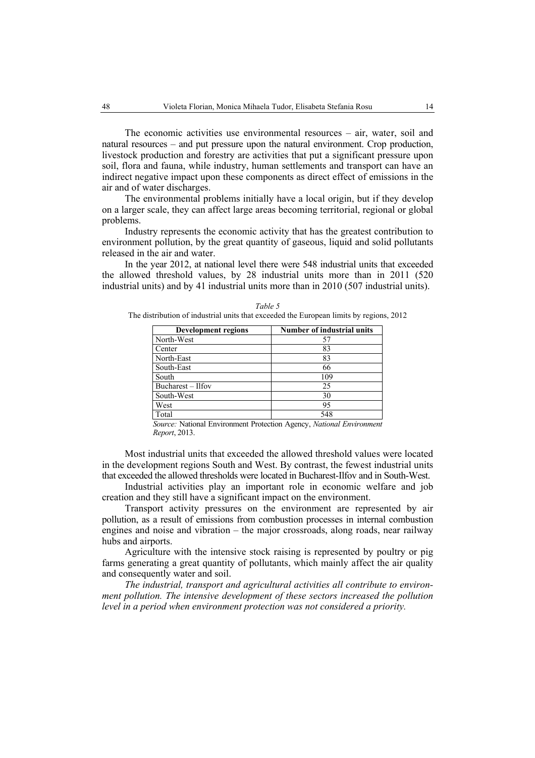The economic activities use environmental resources – air, water, soil and natural resources – and put pressure upon the natural environment. Crop production, livestock production and forestry are activities that put a significant pressure upon soil, flora and fauna, while industry, human settlements and transport can have an indirect negative impact upon these components as direct effect of emissions in the air and of water discharges.

The environmental problems initially have a local origin, but if they develop on a larger scale, they can affect large areas becoming territorial, regional or global problems.

Industry represents the economic activity that has the greatest contribution to environment pollution, by the great quantity of gaseous, liquid and solid pollutants released in the air and water.

In the year 2012, at national level there were 548 industrial units that exceeded the allowed threshold values, by 28 industrial units more than in 2011 (520 industrial units) and by 41 industrial units more than in 2010 (507 industrial units).

*Table 5*

The distribution of industrial units that exceeded the European limits by regions, 2012

| Development regions | Number of industrial units |
|---|---|
| North-West | 57 |
| Center | 83 |
| North-East | 83 |
| South-East | 66 |
| South | 109 |
| Bucharest – Ilfov | 25 |
| South-West | 30 |
| West | 95 |
| Total | 548 |

*Source:* National Environment Protection Agency, *National Environment Report*, 2013.

Most industrial units that exceeded the allowed threshold values were located in the development regions South and West. By contrast, the fewest industrial units that exceeded the allowed thresholds were located in Bucharest-Ilfov and in South-West.

Industrial activities play an important role in economic welfare and job creation and they still have a significant impact on the environment.

Transport activity pressures on the environment are represented by air pollution, as a result of emissions from combustion processes in internal combustion engines and noise and vibration – the major crossroads, along roads, near railway hubs and airports.

Agriculture with the intensive stock raising is represented by poultry or pig farms generating a great quantity of pollutants, which mainly affect the air quality and consequently water and soil.

*The industrial, transport and agricultural activities all contribute to environment pollution. The intensive development of these sectors increased the pollution level in a period when environment protection was not considered a priority.*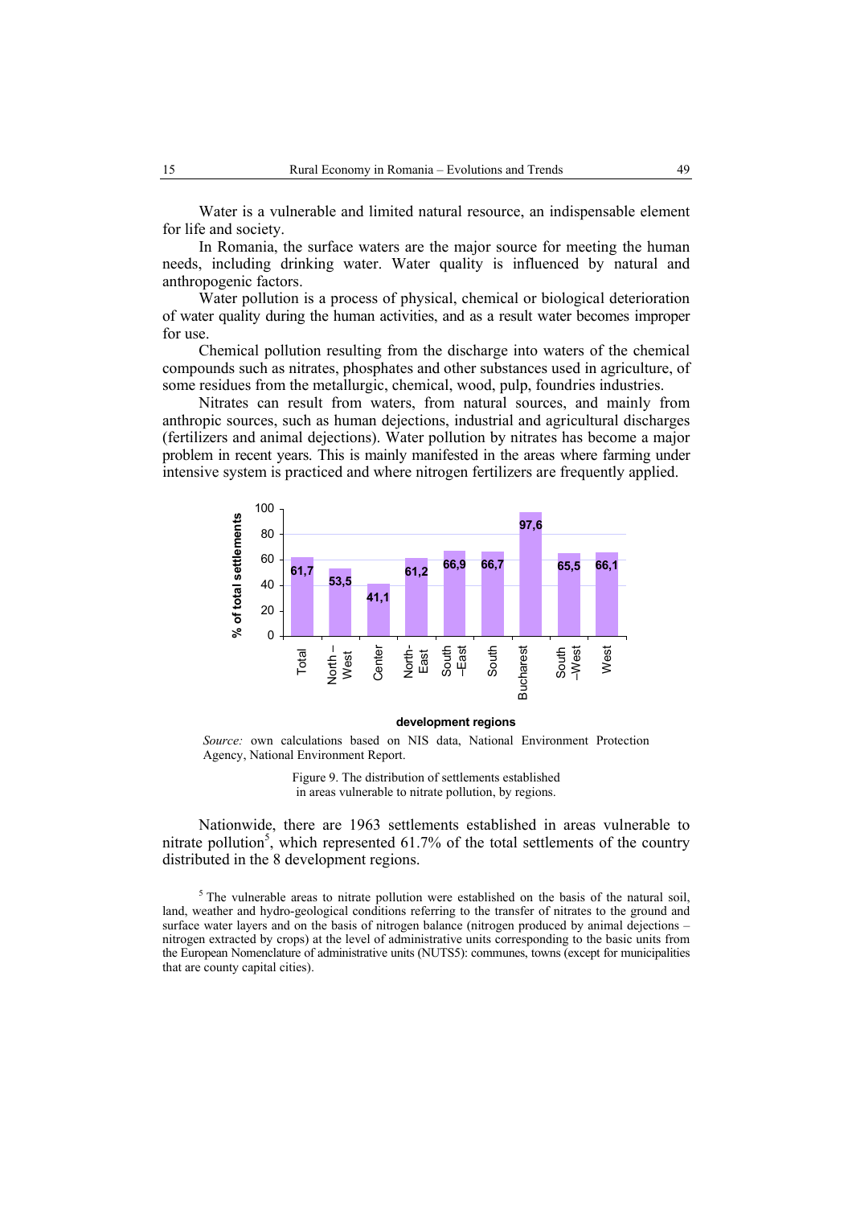Water is a vulnerable and limited natural resource, an indispensable element for life and society.

In Romania, the surface waters are the major source for meeting the human needs, including drinking water. Water quality is influenced by natural and anthropogenic factors.

Water pollution is a process of physical, chemical or biological deterioration of water quality during the human activities, and as a result water becomes improper for use.

Chemical pollution resulting from the discharge into waters of the chemical compounds such as nitrates, phosphates and other substances used in agriculture, of some residues from the metallurgic, chemical, wood, pulp, foundries industries.

Nitrates can result from waters, from natural sources, and mainly from anthropic sources, such as human dejections, industrial and agricultural discharges (fertilizers and animal dejections). Water pollution by nitrates has become a major problem in recent years. This is mainly manifested in the areas where farming under intensive system is practiced and where nitrogen fertilizers are frequently applied.

| development regions | % of total settlements |
|---|---|
| Total | 61,7 |
| North – West | 53,5 |
| Center | 41,1 |
| North-East | 61,2 |
| South –East | 66,9 |
| South | 66,7 |
| Bucharest | 97,6 |
| South –West | 65,5 |
| West | 66,1 |

*Source:* own calculations based on NIS data, National Environment Protection Agency, National Environment Report.

Figure 9. The distribution of settlements established in areas vulnerable to nitrate pollution, by regions.

Nationwide, there are 1963 settlements established in areas vulnerable to nitrate pollution[5], which represented 61.7% of the total settlements of the country distributed in the 8 development regions.

[5] The vulnerable areas to nitrate pollution were established on the basis of the natural soil, land, weather and hydro-geological conditions referring to the transfer of nitrates to the ground and surface water layers and on the basis of nitrogen balance (nitrogen produced by animal dejections – nitrogen extracted by crops) at the level of administrative units corresponding to the basic units from the European Nomenclature of administrative units (NUTS5): communes, towns (except for municipalities that are county capital cities).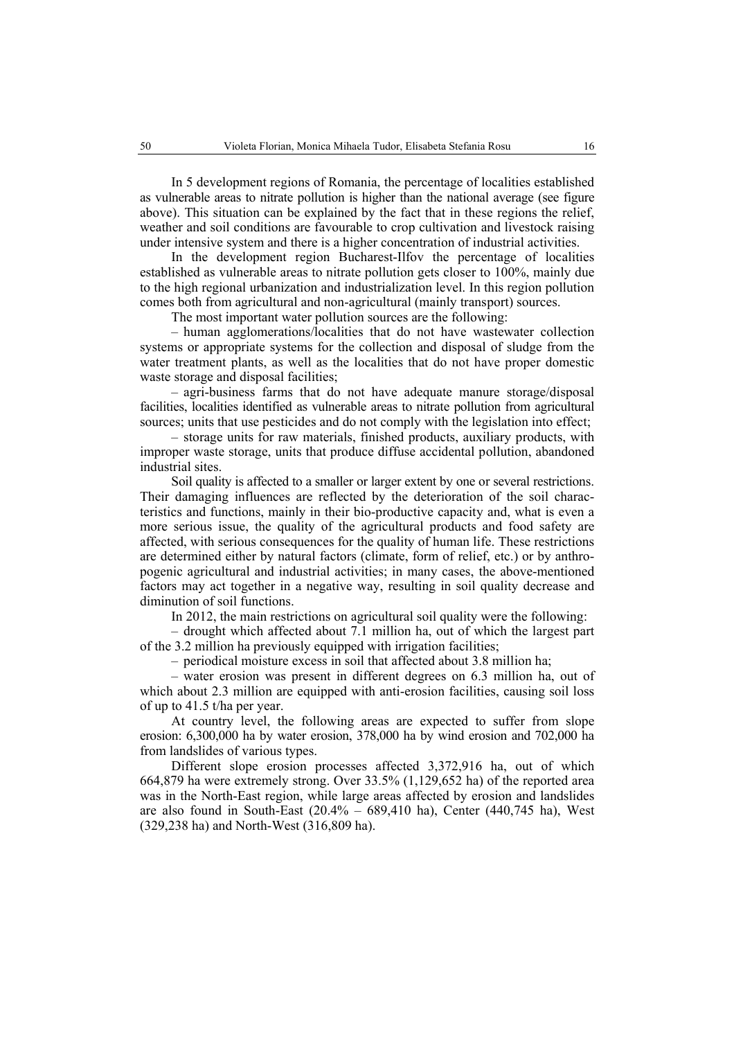In 5 development regions of Romania, the percentage of localities established as vulnerable areas to nitrate pollution is higher than the national average (see figure above). This situation can be explained by the fact that in these regions the relief, weather and soil conditions are favourable to crop cultivation and livestock raising under intensive system and there is a higher concentration of industrial activities.

In the development region Bucharest-Ilfov the percentage of localities established as vulnerable areas to nitrate pollution gets closer to 100%, mainly due to the high regional urbanization and industrialization level. In this region pollution comes both from agricultural and non-agricultural (mainly transport) sources.

The most important water pollution sources are the following:

– human agglomerations/localities that do not have wastewater collection systems or appropriate systems for the collection and disposal of sludge from the water treatment plants, as well as the localities that do not have proper domestic waste storage and disposal facilities;

– agri-business farms that do not have adequate manure storage/disposal facilities, localities identified as vulnerable areas to nitrate pollution from agricultural sources; units that use pesticides and do not comply with the legislation into effect;

– storage units for raw materials, finished products, auxiliary products, with improper waste storage, units that produce diffuse accidental pollution, abandoned industrial sites.

Soil quality is affected to a smaller or larger extent by one or several restrictions. Their damaging influences are reflected by the deterioration of the soil characteristics and functions, mainly in their bio-productive capacity and, what is even a more serious issue, the quality of the agricultural products and food safety are affected, with serious consequences for the quality of human life. These restrictions are determined either by natural factors (climate, form of relief, etc.) or by anthropogenic agricultural and industrial activities; in many cases, the above-mentioned factors may act together in a negative way, resulting in soil quality decrease and diminution of soil functions.

In 2012, the main restrictions on agricultural soil quality were the following:

– drought which affected about 7.1 million ha, out of which the largest part of the 3.2 million ha previously equipped with irrigation facilities;

– periodical moisture excess in soil that affected about 3.8 million ha;

– water erosion was present in different degrees on 6.3 million ha, out of which about 2.3 million are equipped with anti-erosion facilities, causing soil loss of up to 41.5 t/ha per year.

At country level, the following areas are expected to suffer from slope erosion: 6,300,000 ha by water erosion, 378,000 ha by wind erosion and 702,000 ha from landslides of various types.

Different slope erosion processes affected 3,372,916 ha, out of which 664,879 ha were extremely strong. Over 33.5% (1,129,652 ha) of the reported area was in the North-East region, while large areas affected by erosion and landslides are also found in South-East (20.4% – 689,410 ha), Center (440,745 ha), West (329,238 ha) and North-West (316,809 ha).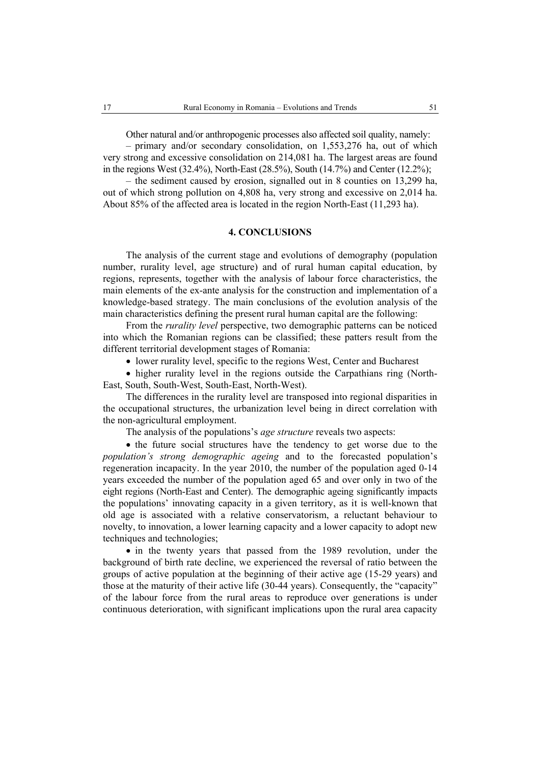Other natural and/or anthropogenic processes also affected soil quality, namely:

– primary and/or secondary consolidation, on 1,553,276 ha, out of which very strong and excessive consolidation on 214,081 ha. The largest areas are found in the regions West (32.4%), North-East (28.5%), South (14.7%) and Center (12.2%);

– the sediment caused by erosion, signalled out in 8 counties on 13,299 ha, out of which strong pollution on 4,808 ha, very strong and excessive on 2,014 ha. About 85% of the affected area is located in the region North-East (11,293 ha).

## 4. CONCLUSIONS

The analysis of the current stage and evolutions of demography (population number, rurality level, age structure) and of rural human capital education, by regions, represents, together with the analysis of labour force characteristics, the main elements of the ex-ante analysis for the construction and implementation of a knowledge-based strategy. The main conclusions of the evolution analysis of the main characteristics defining the present rural human capital are the following:

From the *rurality level* perspective, two demographic patterns can be noticed into which the Romanian regions can be classified; these patters result from the different territorial development stages of Romania:

- lower rurality level, specific to the regions West, Center and Bucharest
- higher rurality level in the regions outside the Carpathians ring (North-East, South, South-West, South-East, North-West).

The differences in the rurality level are transposed into regional disparities in the occupational structures, the urbanization level being in direct correlation with the non-agricultural employment.

The analysis of the populations's *age structure* reveals two aspects:

- the future social structures have the tendency to get worse due to the *population's strong demographic ageing* and to the forecasted population's regeneration incapacity. In the year 2010, the number of the population aged 0-14 years exceeded the number of the population aged 65 and over only in two of the eight regions (North-East and Center). The demographic ageing significantly impacts the populations' innovating capacity in a given territory, as it is well-known that old age is associated with a relative conservatorism, a reluctant behaviour to novelty, to innovation, a lower learning capacity and a lower capacity to adopt new techniques and technologies;
- in the twenty years that passed from the 1989 revolution, under the background of birth rate decline, we experienced the reversal of ratio between the groups of active population at the beginning of their active age (15-29 years) and those at the maturity of their active life (30-44 years). Consequently, the "capacity" of the labour force from the rural areas to reproduce over generations is under continuous deterioration, with significant implications upon the rural area capacity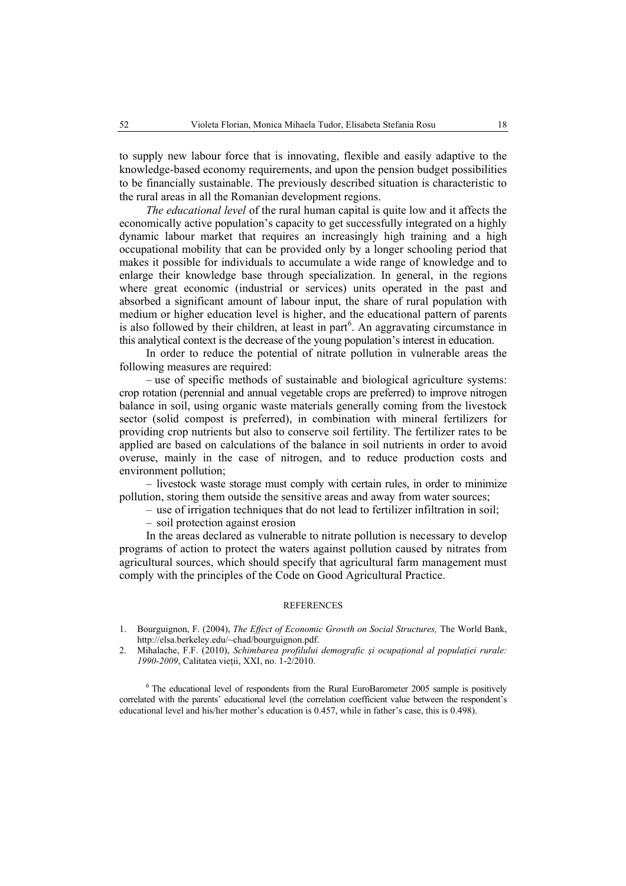to supply new labour force that is innovating, flexible and easily adaptive to the knowledge-based economy requirements, and upon the pension budget possibilities to be financially sustainable. The previously described situation is characteristic to the rural areas in all the Romanian development regions.

*The educational level* of the rural human capital is quite low and it affects the economically active population's capacity to get successfully integrated on a highly dynamic labour market that requires an increasingly high training and a high occupational mobility that can be provided only by a longer schooling period that makes it possible for individuals to accumulate a wide range of knowledge and to enlarge their knowledge base through specialization. In general, in the regions where great economic (industrial or services) units operated in the past and absorbed a significant amount of labour input, the share of rural population with medium or higher education level is higher, and the educational pattern of parents is also followed by their children, at least in part[6]. An aggravating circumstance in this analytical context is the decrease of the young population's interest in education.

In order to reduce the potential of nitrate pollution in vulnerable areas the following measures are required:

– use of specific methods of sustainable and biological agriculture systems: crop rotation (perennial and annual vegetable crops are preferred) to improve nitrogen balance in soil, using organic waste materials generally coming from the livestock sector (solid compost is preferred), in combination with mineral fertilizers for providing crop nutrients but also to conserve soil fertility. The fertilizer rates to be applied are based on calculations of the balance in soil nutrients in order to avoid overuse, mainly in the case of nitrogen, and to reduce production costs and environment pollution;

– livestock waste storage must comply with certain rules, in order to minimize pollution, storing them outside the sensitive areas and away from water sources;

– use of irrigation techniques that do not lead to fertilizer infiltration in soil;

– soil protection against erosion

In the areas declared as vulnerable to nitrate pollution is necessary to develop programs of action to protect the waters against pollution caused by nitrates from agricultural sources, which should specify that agricultural farm management must comply with the principles of the Code on Good Agricultural Practice.

## REFERENCES

1. Bourguignon, F. (2004), *The Effect of Economic Growth on Social Structures,* The World Bank, http://elsa.berkeley.edu/~chad/bourguignon.pdf.
2. Mihalache, F.F. (2010), *Schimbarea profilului demografic şi ocupaţional al populaţiei rurale: 1990-2009*, Calitatea vieţii, XXI, no. 1-2/2010.

[6] The educational level of respondents from the Rural EuroBarometer 2005 sample is positively correlated with the parents' educational level (the correlation coefficient value between the respondent's educational level and his/her mother's education is 0.457, while in father's case, this is 0.498).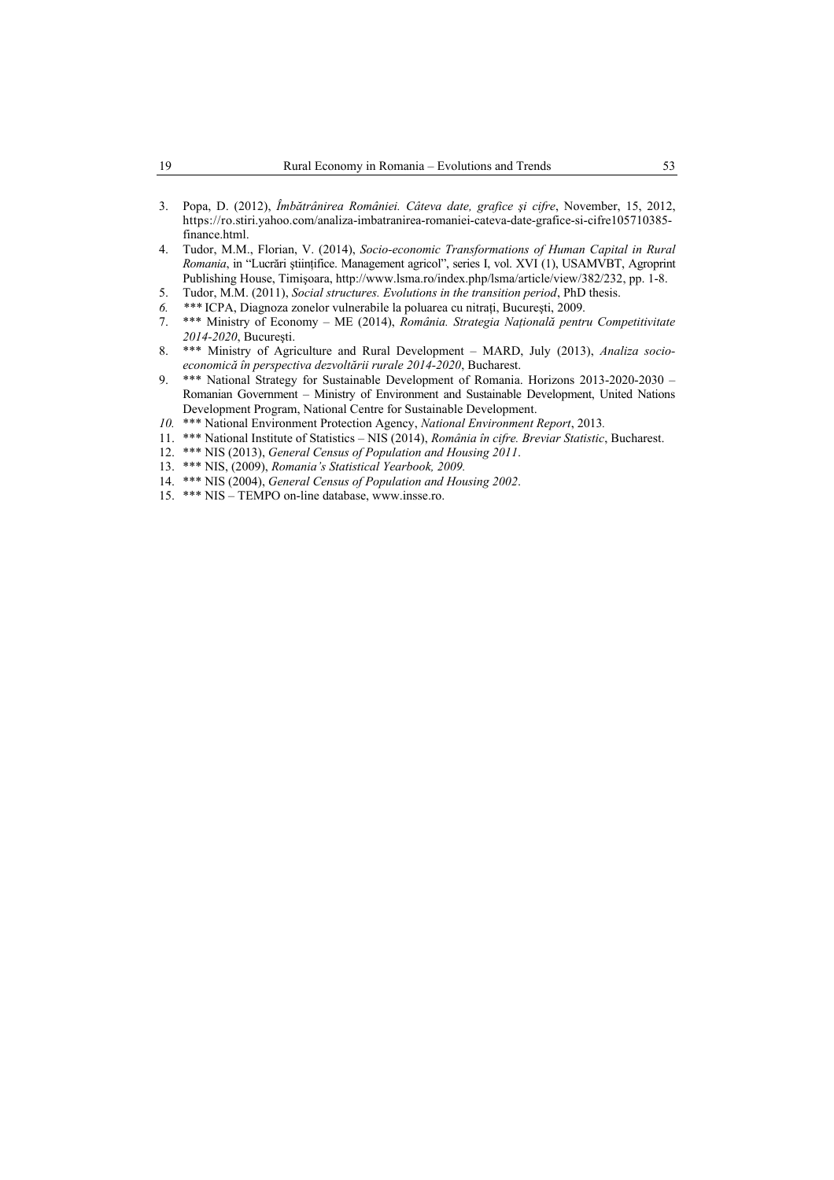3. Popa, D. (2012), *Îmbătrânirea României. Câteva date, grafice şi cifre*, November, 15, 2012, https://ro.stiri.yahoo.com/analiza-imbatranirea-romaniei-cateva-date-grafice-si-cifre105710385-finance.html.
4. Tudor, M.M., Florian, V. (2014), *Socio-economic Transformations of Human Capital in Rural Romania*, in "Lucrări ştiinţifice. Management agricol", series I, vol. XVI (1), USAMVBT, Agroprint Publishing House, Timişoara, http://www.lsma.ro/index.php/lsma/article/view/382/232, pp. 1-8.
5. Tudor, M.M. (2011), *Social structures. Evolutions in the transition period*, PhD thesis.
6. *** ICPA, Diagnoza zonelor vulnerabile la poluarea cu nitraţi, Bucureşti, 2009.
7. *** Ministry of Economy – ME (2014), *România. Strategia Naţională pentru Competitivitate 2014-2020*, Bucureşti.
8. *** Ministry of Agriculture and Rural Development – MARD, July (2013), *Analiza socio-economică în perspectiva dezvoltării rurale 2014-2020*, Bucharest.
9. *** National Strategy for Sustainable Development of Romania. Horizons 2013-2020-2030 – Romanian Government – Ministry of Environment and Sustainable Development, United Nations Development Program, National Centre for Sustainable Development.
10. *** National Environment Protection Agency, *National Environment Report*, 2013.
11. *** National Institute of Statistics – NIS (2014), *România în cifre. Breviar Statistic*, Bucharest.
12. *** NIS (2013), *General Census of Population and Housing 2011*.
13. *** NIS, (2009), *Romania's Statistical Yearbook, 2009.*
14. *** NIS (2004), *General Census of Population and Housing 2002*.
15. *** NIS – TEMPO on-line database, www.insse.ro.